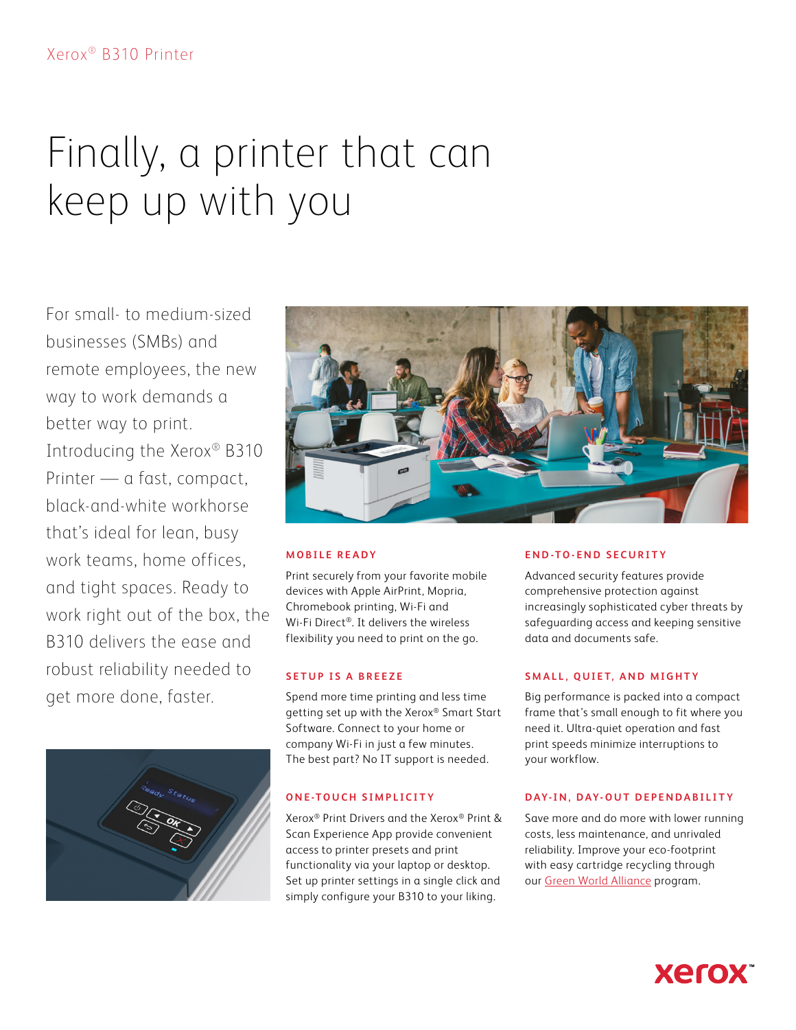Xerox® B310 Printer

# Finally, a printer that can keep up with you

For small- to medium-sized businesses (SMBs) and remote employees, the new way to work demands a better way to print. Introducing the Xerox® B310 Printer — a fast, compact, black-and-white workhorse that's ideal for lean, busy work teams, home offices, and tight spaces. Ready to work right out of the box, the B310 delivers the ease and robust reliability needed to get more done, faster.

## MOBILE READY

Print securely from your favorite mobile devices with Apple AirPrint, Mopria, Chromebook printing, Wi-Fi and Wi-Fi Direct®. It delivers the wireless flexibility you need to print on the go.

## SETUP IS A BREEZE

Spend more time printing and less time getting set up with the Xerox® Smart Start Software. Connect to your home or company Wi-Fi in just a few minutes. The best part? No IT support is needed.

## ONE-TOUCH SIMPLICITY

Xerox® Print Drivers and the Xerox® Print & Scan Experience App provide convenient access to printer presets and print functionality via your laptop or desktop. Set up printer settings in a single click and simply configure your B310 to your liking.

## END-TO-END SECURITY

Advanced security features provide comprehensive protection against increasingly sophisticated cyber threats by safeguarding access and keeping sensitive data and documents safe.

## SMALL, QUIET, AND MIGHTY

Big performance is packed into a compact frame that's small enough to fit where you need it. Ultra-quiet operation and fast print speeds minimize interruptions to your workflow.

## DAY-IN, DAY-OUT DEPENDABILITY

Save more and do more with lower running costs, less maintenance, and unrivaled reliability. Improve your eco-footprint with easy cartridge recycling through our Green World Alliance program.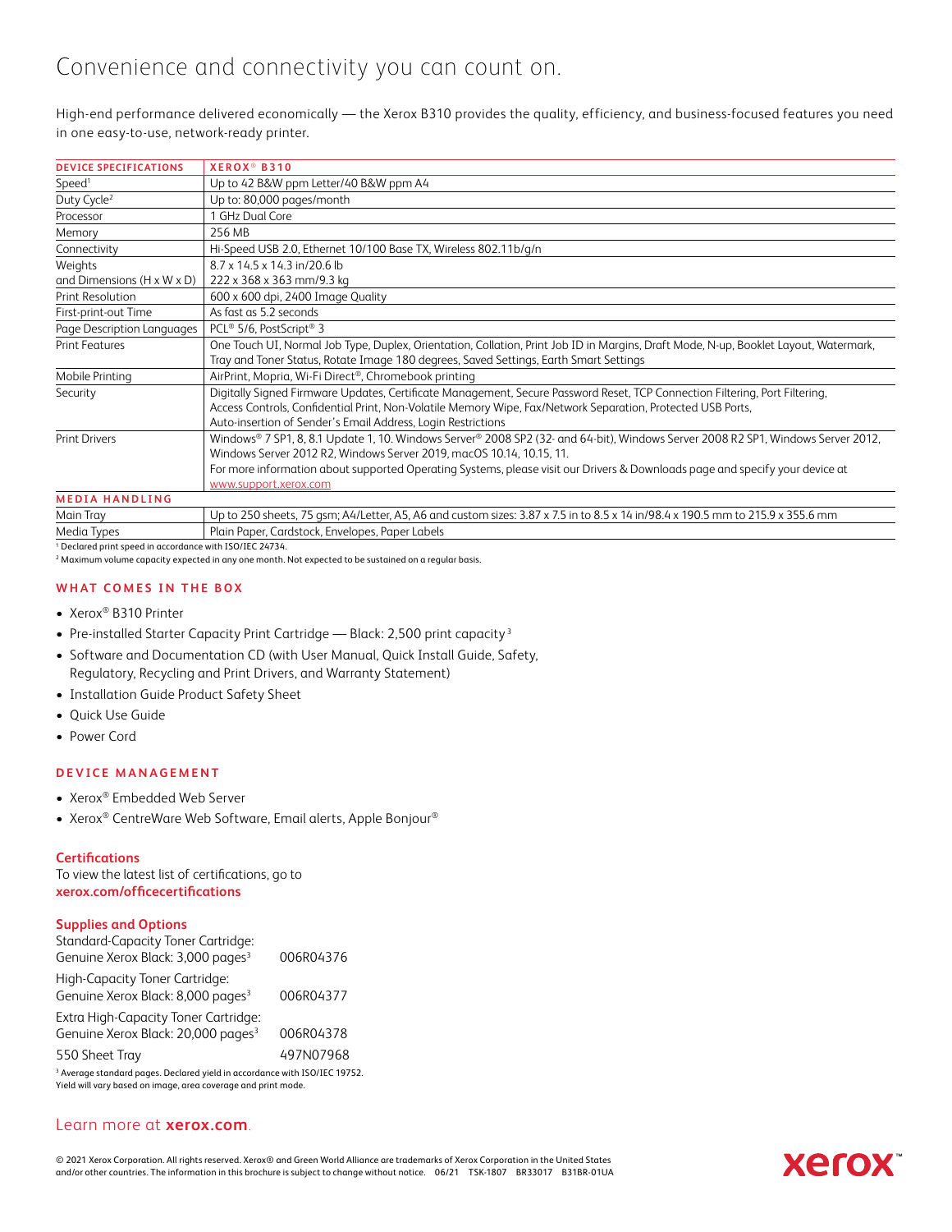# Convenience and connectivity you can count on.

High-end performance delivered economically — the Xerox B310 provides the quality, efficiency, and business-focused features you need in one easy-to-use, network-ready printer.

| DEVICE SPECIFICATIONS | XEROX® B310 |
|---|---|
| Speed[1] | Up to 42 B&W ppm Letter/40 B&W ppm A4 |
| Duty Cycle[2] | Up to: 80,000 pages/month |
| Processor | 1 GHz Dual Core |
| Memory | 256 MB |
| Connectivity | Hi-Speed USB 2.0, Ethernet 10/100 Base TX, Wireless 802.11b/g/n |
| Weights and Dimensions (H x W x D) | 8.7 x 14.5 x 14.3 in/20.6 lb<br>222 x 368 x 363 mm/9.3 kg |
| Print Resolution | 600 x 600 dpi, 2400 Image Quality |
| First-print-out Time | As fast as 5.2 seconds |
| Page Description Languages | PCL® 5/6, PostScript® 3 |
| Print Features | One Touch UI, Normal Job Type, Duplex, Orientation, Collation, Print Job ID in Margins, Draft Mode, N-up, Booklet Layout, Watermark, Tray and Toner Status, Rotate Image 180 degrees, Saved Settings, Earth Smart Settings |
| Mobile Printing | AirPrint, Mopria, Wi-Fi Direct®, Chromebook printing |
| Security | Digitally Signed Firmware Updates, Certificate Management, Secure Password Reset, TCP Connection Filtering, Port Filtering, Access Controls, Confidential Print, Non-Volatile Memory Wipe, Fax/Network Separation, Protected USB Ports, Auto-insertion of Sender's Email Address, Login Restrictions |
| Print Drivers | Windows® 7 SP1, 8, 8.1 Update 1, 10. Windows Server® 2008 SP2 (32- and 64-bit), Windows Server 2008 R2 SP1, Windows Server 2012, Windows Server 2012 R2, Windows Server 2019, macOS 10.14, 10.15, 11.<br>For more information about supported Operating Systems, please visit our Drivers & Downloads page and specify your device at www.support.xerox.com |
| **MEDIA HANDLING** | |
| Main Tray | Up to 250 sheets, 75 gsm; A4/Letter, A5, A6 and custom sizes: 3.87 x 7.5 in to 8.5 x 14 in/98.4 x 190.5 mm to 215.9 x 355.6 mm |
| Media Types | Plain Paper, Cardstock, Envelopes, Paper Labels |

[1] Declared print speed in accordance with ISO/IEC 24734.
[2] Maximum volume capacity expected in any one month. Not expected to be sustained on a regular basis.

### WHAT COMES IN THE BOX

- Xerox® B310 Printer
- Pre-installed Starter Capacity Print Cartridge — Black: 2,500 print capacity[3]
- Software and Documentation CD (with User Manual, Quick Install Guide, Safety, Regulatory, Recycling and Print Drivers, and Warranty Statement)
- Installation Guide Product Safety Sheet
- Quick Use Guide
- Power Cord

### DEVICE MANAGEMENT

- Xerox® Embedded Web Server
- Xerox® CentreWare Web Software, Email alerts, Apple Bonjour®

### Certifications

To view the latest list of certifications, go to **xerox.com/officecertifications**

### Supplies and Options

| | |
|---|---|
| Standard-Capacity Toner Cartridge:<br>Genuine Xerox Black: 3,000 pages[3] | 006R04376 |
| High-Capacity Toner Cartridge:<br>Genuine Xerox Black: 8,000 pages[3] | 006R04377 |
| Extra High-Capacity Toner Cartridge:<br>Genuine Xerox Black: 20,000 pages[3] | 006R04378 |
| 550 Sheet Tray | 497N07968 |

[3] Average standard pages. Declared yield in accordance with ISO/IEC 19752. Yield will vary based on image, area coverage and print mode.

Learn more at **xerox.com**.

© 2021 Xerox Corporation. All rights reserved. Xerox® and Green World Alliance are trademarks of Xerox Corporation in the United States and/or other countries. The information in this brochure is subject to change without notice. 06/21 TSK-1807 BR33017 B31BR-01UA

xerox™